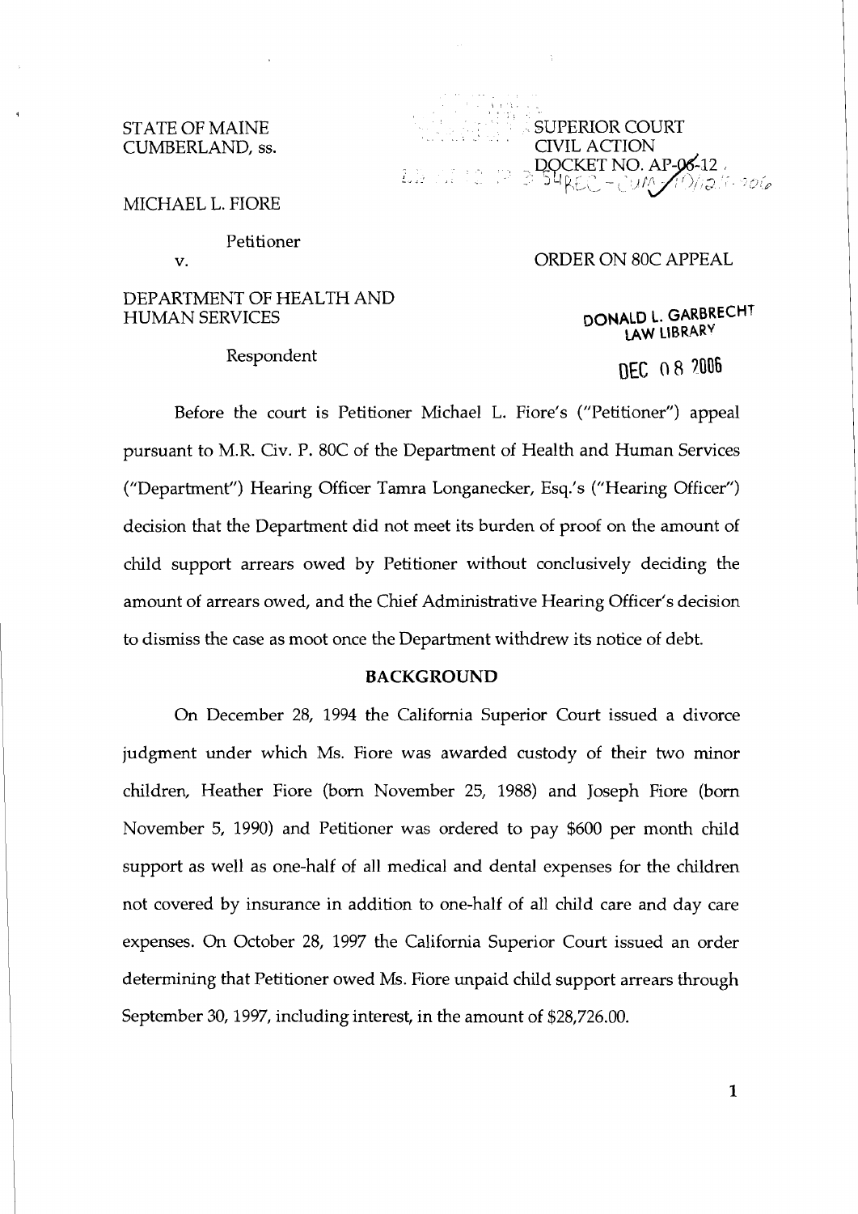STATE OF MAINE
CUMBERLAND, ss.

SUPERIOR COURT
CIVIL ACTION
DOCKET NO. AP-06-12

MICHAEL L. FIORE

Petitioner

v.

ORDER ON 80C APPEAL

DEPARTMENT OF HEALTH AND HUMAN SERVICES

Respondent

DONALD L. GARBRECHT
LAW LIBRARY

DEC 08 2006

Before the court is Petitioner Michael L. Fiore's ("Petitioner") appeal pursuant to M.R. Civ. P. 80C of the Department of Health and Human Services ("Department") Hearing Officer Tamra Longanecker, Esq.'s ("Hearing Officer") decision that the Department did not meet its burden of proof on the amount of child support arrears owed by Petitioner without conclusively deciding the amount of arrears owed, and the Chief Administrative Hearing Officer's decision to dismiss the case as moot once the Department withdrew its notice of debt.

## BACKGROUND

On December 28, 1994 the California Superior Court issued a divorce judgment under which Ms. Fiore was awarded custody of their two minor children, Heather Fiore (born November 25, 1988) and Joseph Fiore (born November 5, 1990) and Petitioner was ordered to pay $600 per month child support as well as one-half of all medical and dental expenses for the children not covered by insurance in addition to one-half of all child care and day care expenses. On October 28, 1997 the California Superior Court issued an order determining that Petitioner owed Ms. Fiore unpaid child support arrears through September 30, 1997, including interest, in the amount of $28,726.00.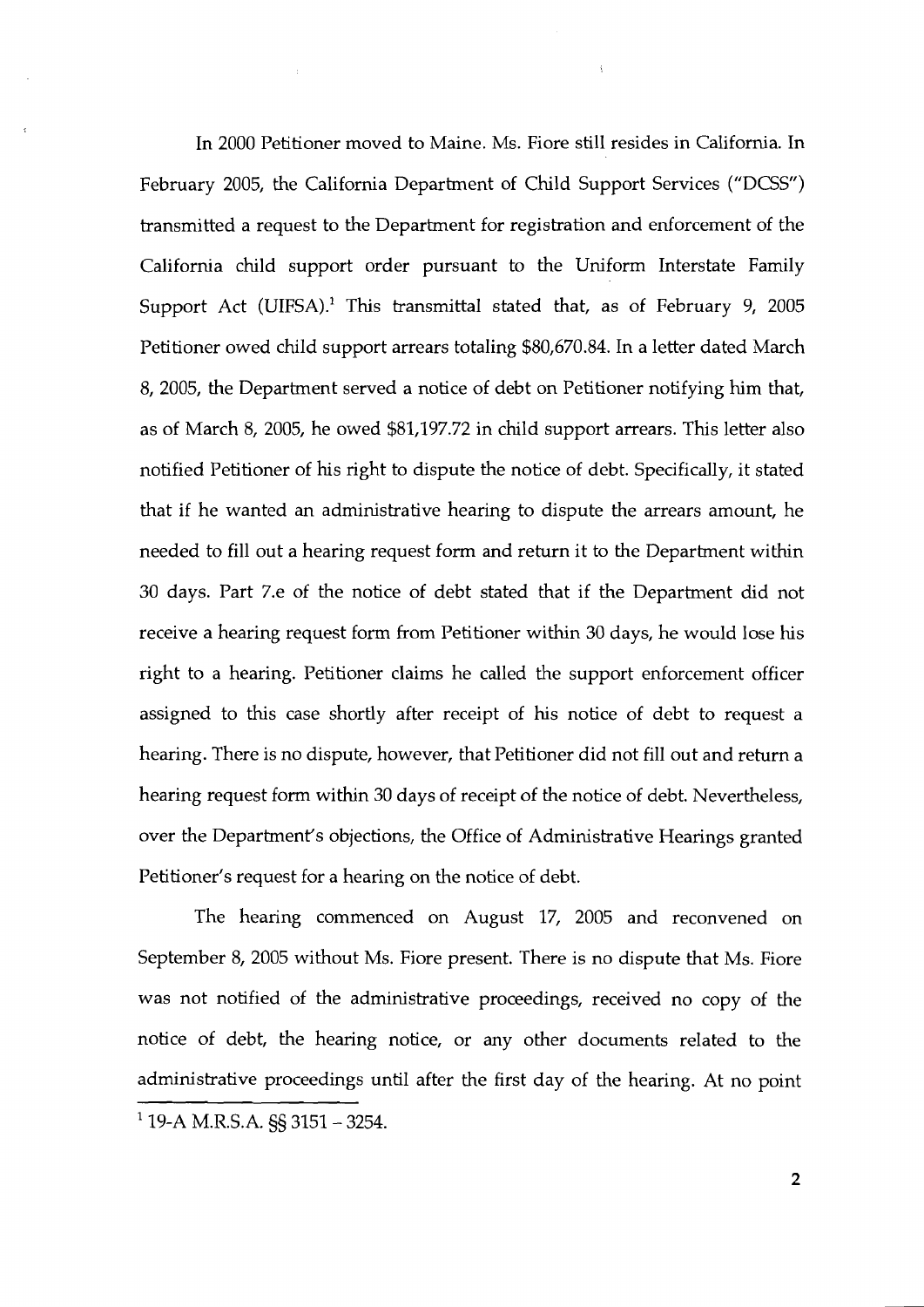In 2000 Petitioner moved to Maine. Ms. Fiore still resides in California. In February 2005, the California Department of Child Support Services ("DCSS") transmitted a request to the Department for registration and enforcement of the California child support order pursuant to the Uniform Interstate Family Support Act (UIFSA).[1] This transmittal stated that, as of February 9, 2005 Petitioner owed child support arrears totaling $80,670.84. In a letter dated March 8, 2005, the Department served a notice of debt on Petitioner notifying him that, as of March 8, 2005, he owed $81,197.72 in child support arrears. This letter also notified Petitioner of his right to dispute the notice of debt. Specifically, it stated that if he wanted an administrative hearing to dispute the arrears amount, he needed to fill out a hearing request form and return it to the Department within 30 days. Part 7.e of the notice of debt stated that if the Department did not receive a hearing request form from Petitioner within 30 days, he would lose his right to a hearing. Petitioner claims he called the support enforcement officer assigned to this case shortly after receipt of his notice of debt to request a hearing. There is no dispute, however, that Petitioner did not fill out and return a hearing request form within 30 days of receipt of the notice of debt. Nevertheless, over the Department's objections, the Office of Administrative Hearings granted Petitioner's request for a hearing on the notice of debt.

The hearing commenced on August 17, 2005 and reconvened on September 8, 2005 without Ms. Fiore present. There is no dispute that Ms. Fiore was not notified of the administrative proceedings, received no copy of the notice of debt, the hearing notice, or any other documents related to the administrative proceedings until after the first day of the hearing. At no point

[1] 19-A M.R.S.A. §§ 3151 – 3254.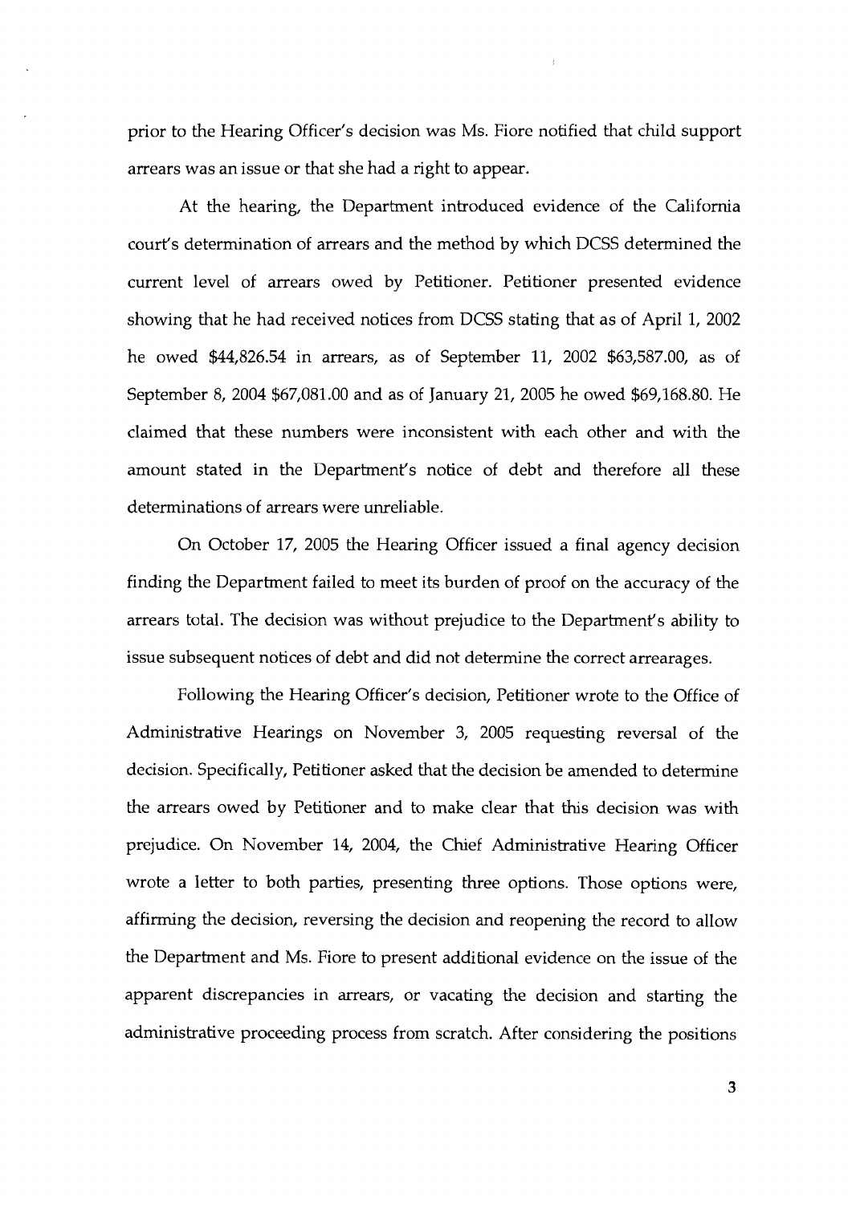prior to the Hearing Officer's decision was Ms. Fiore notified that child support arrears was an issue or that she had a right to appear.

At the hearing, the Department introduced evidence of the California court's determination of arrears and the method by which DCSS determined the current level of arrears owed by Petitioner. Petitioner presented evidence showing that he had received notices from DCSS stating that as of April 1, 2002 he owed $44,826.54 in arrears, as of September 11, 2002 $63,587.00, as of September 8, 2004 $67,081.00 and as of January 21, 2005 he owed $69,168.80. He claimed that these numbers were inconsistent with each other and with the amount stated in the Department's notice of debt and therefore all these determinations of arrears were unreliable.

On October 17, 2005 the Hearing Officer issued a final agency decision finding the Department failed to meet its burden of proof on the accuracy of the arrears total. The decision was without prejudice to the Department's ability to issue subsequent notices of debt and did not determine the correct arrearages.

Following the Hearing Officer's decision, Petitioner wrote to the Office of Administrative Hearings on November 3, 2005 requesting reversal of the decision. Specifically, Petitioner asked that the decision be amended to determine the arrears owed by Petitioner and to make clear that this decision was with prejudice. On November 14, 2004, the Chief Administrative Hearing Officer wrote a letter to both parties, presenting three options. Those options were, affirming the decision, reversing the decision and reopening the record to allow the Department and Ms. Fiore to present additional evidence on the issue of the apparent discrepancies in arrears, or vacating the decision and starting the administrative proceeding process from scratch. After considering the positions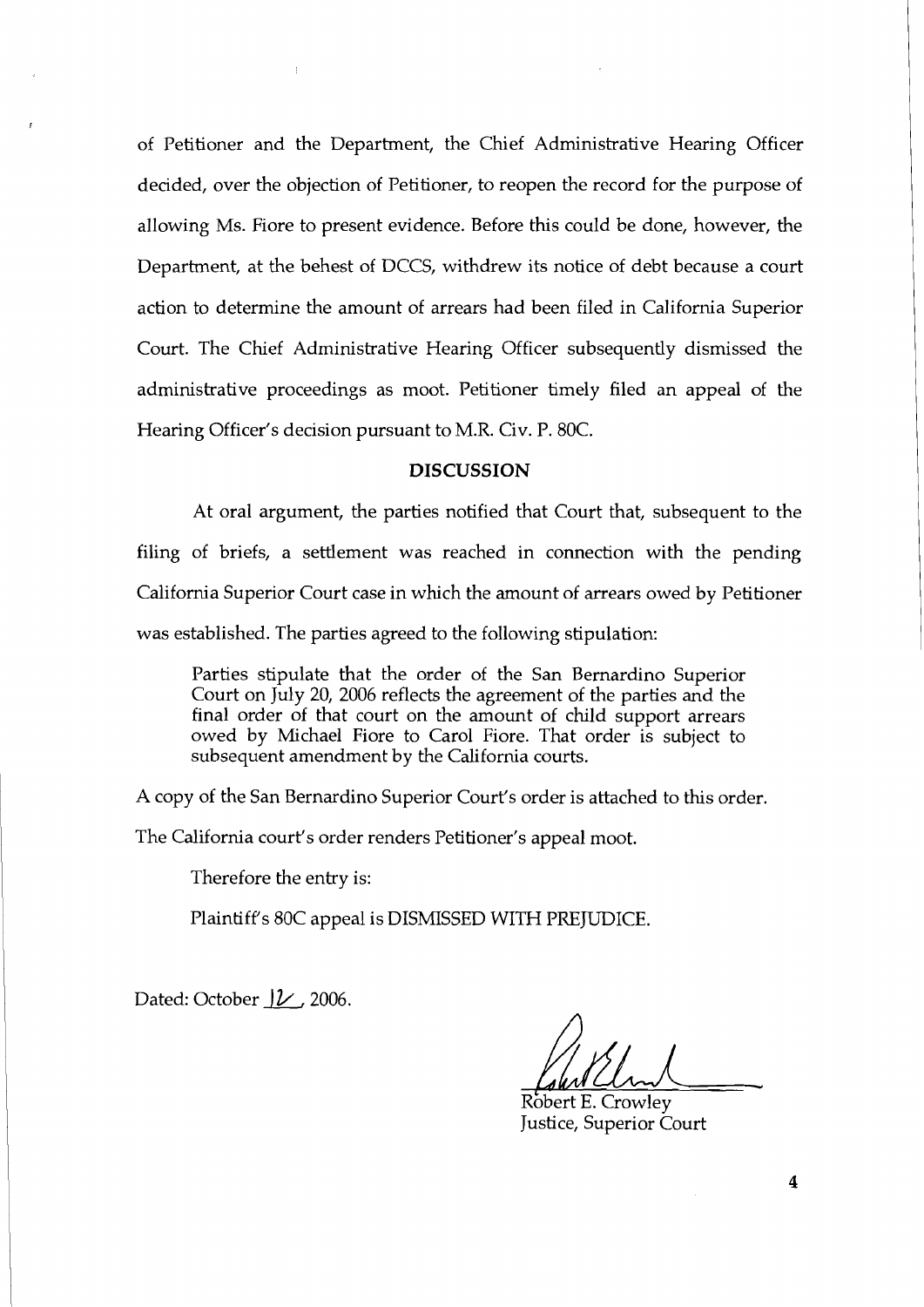of Petitioner and the Department, the Chief Administrative Hearing Officer decided, over the objection of Petitioner, to reopen the record for the purpose of allowing Ms. Fiore to present evidence. Before this could be done, however, the Department, at the behest of DCCS, withdrew its notice of debt because a court action to determine the amount of arrears had been filed in California Superior Court. The Chief Administrative Hearing Officer subsequently dismissed the administrative proceedings as moot. Petitioner timely filed an appeal of the Hearing Officer's decision pursuant to M.R. Civ. P. 80C.

## DISCUSSION

At oral argument, the parties notified that Court that, subsequent to the filing of briefs, a settlement was reached in connection with the pending California Superior Court case in which the amount of arrears owed by Petitioner was established. The parties agreed to the following stipulation:

> Parties stipulate that the order of the San Bernardino Superior Court on July 20, 2006 reflects the agreement of the parties and the final order of that court on the amount of child support arrears owed by Michael Fiore to Carol Fiore. That order is subject to subsequent amendment by the California courts.

A copy of the San Bernardino Superior Court's order is attached to this order.

The California court's order renders Petitioner's appeal moot.

Therefore the entry is:

Plaintiff's 80C appeal is DISMISSED WITH PREJUDICE.

Dated: October 12, 2006.

Robert E. Crowley
Justice, Superior Court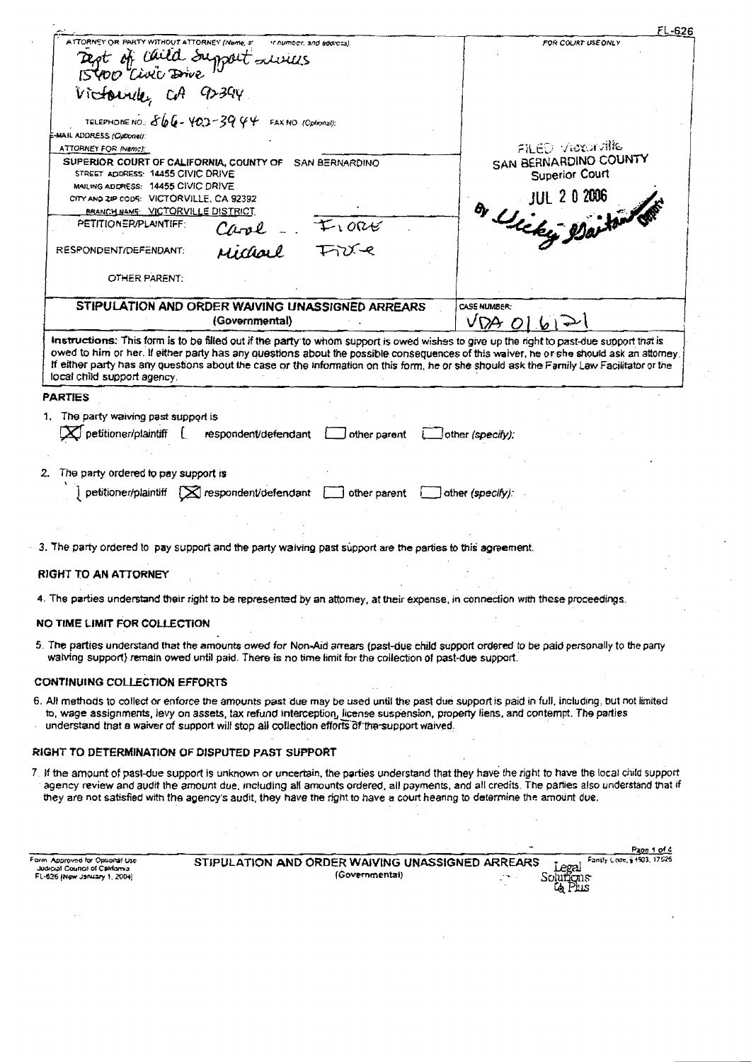FL-626

ATTORNEY OR PARTY WITHOUT ATTORNEY (Name, state bar number, and address):
Dept of Child Support Services
15400 Civic Drive
Victorville, CA 92394

TELEPHONE NO.: 866-402-3944 FAX NO. (Optional):
E-MAIL ADDRESS (Optional):
ATTORNEY FOR (Name):

FOR COURT USE ONLY

FILED Victorville
SAN BERNARDINO COUNTY
Superior Court
JUL 2 0 2006
By Vicky Barton Deputy

SUPERIOR COURT OF CALIFORNIA, COUNTY OF SAN BERNARDINO
STREET ADDRESS: 14455 CIVIC DRIVE
MAILING ADDRESS: 14455 CIVIC DRIVE
CITY AND ZIP CODE: VICTORVILLE, CA 92392
BRANCH NAME: VICTORVILLE DISTRICT

PETITIONER/PLAINTIFF: Carol Fiore
RESPONDENT/DEFENDANT: Michael Fiore
OTHER PARENT:

# STIPULATION AND ORDER WAIVING UNASSIGNED ARREARS (Governmental)

CASE NUMBER: VDA 016121

**Instructions:** This form is to be filled out if the party to whom support is owed wishes to give up the right to past-due support that is owed to him or her. If either party has any questions about the possible consequences of this waiver, he or she should ask an attorney. If either party has any questions about the case or the information on this form, he or she should ask the Family Law Facilitator or the local child support agency.

## PARTIES

1. The party waiving past support is
   [X] petitioner/plaintiff [ ] respondent/defendant [ ] other parent [ ] other (specify):

2. The party ordered to pay support is
   [ ] petitioner/plaintiff [X] respondent/defendant [ ] other parent [ ] other (specify):

3. The party ordered to pay support and the party waiving past support are the parties to this agreement.

## RIGHT TO AN ATTORNEY

4. The parties understand their right to be represented by an attorney, at their expense, in connection with these proceedings.

## NO TIME LIMIT FOR COLLECTION

5. The parties understand that the amounts owed for Non-Aid arrears (past-due child support ordered to be paid personally to the party waiving support) remain owed until paid. There is no time limit for the collection of past-due support.

## CONTINUING COLLECTION EFFORTS

6. All methods to collect or enforce the amounts past due may be used until the past due support is paid in full, including, but not limited to, wage assignments, levy on assets, tax refund interception, license suspension, property liens, and contempt. The parties understand that a waiver of support will stop all collection efforts of the support waived.

## RIGHT TO DETERMINATION OF DISPUTED PAST SUPPORT

7. If the amount of past-due support is unknown or uncertain, the parties understand that they have the right to have the local child support agency review and audit the amount due, including all amounts ordered, all payments, and all credits. The parties also understand that if they are not satisfied with the agency's audit, they have the right to have a court hearing to determine the amount due.

Form Approved for Optional Use
Judicial Council of California
FL-626 [New January 1, 2004]

STIPULATION AND ORDER WAIVING UNASSIGNED ARREARS (Governmental)

Family Code, § 4503, 17526

Legal Solutions Plus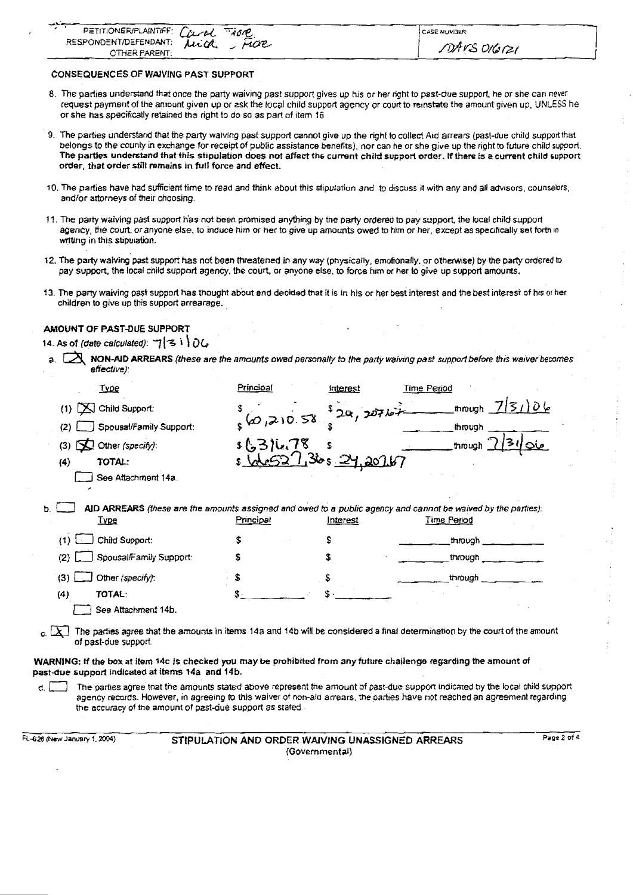| PETITIONER/PLAINTIFF: Carol Tiore | CASE NUMBER: |
|---|---|
| RESPONDENT/DEFENDANT: Mick Fiore | DAFS 016121 |
| OTHER PARENT: | |

### CONSEQUENCES OF WAIVING PAST SUPPORT

8. The parties understand that once the party waiving past support gives up his or her right to past-due support, he or she can never request payment of the amount given up or ask the local child support agency or court to reinstate the amount given up, UNLESS he or she has specifically retained the right to do so as part of item 16.

9. The parties understand that the party waiving past support cannot give up the right to collect Aid arrears (past-due child support that belongs to the county in exchange for receipt of public assistance benefits), nor can he or she give up the right to future child support. **The parties understand that this stipulation does not affect the current child support order. If there is a current child support order, that order still remains in full force and effect.**

10. The parties have had sufficient time to read and think about this stipulation and to discuss it with any and all advisors, counselors, and/or attorneys of their choosing.

11. The party waiving past support has not been promised anything by the party ordered to pay support, the local child support agency, the court, or anyone else, to induce him or her to give up amounts owed to him or her, except as specifically set forth in writing in this stipulation.

12. The party waiving past support has not been threatened in any way (physically, emotionally, or otherwise) by the party ordered to pay support, the local child support agency, the court, or anyone else, to force him or her to give up support amounts.

13. The party waiving past support has thought about and decided that it is in his or her best interest and the best interest of his or her children to give up this support arrearage.

### AMOUNT OF PAST-DUE SUPPORT

14. As of *(date calculated)*: 7/31/06

a. [X] **NON-AID ARREARS** *(these are the amounts owed personally to the party waiving past support before this waiver becomes effective)*:

| Type | Principal | Interest | Time Period |
|---|---|---|---|
| (1) [X] Child Support: | $60,210.58 | $24,207.67 | through 7/31/06 |
| (2) [ ] Spousal/Family Support: | $ | $ | through |
| (3) [X] Other *(specify)*: | $6316.78 | $ | through 7/31/06 |
| (4) TOTAL: | $66527.36 | $24,207.67 | |

[ ] See Attachment 14a.

b. [ ] **AID ARREARS** *(these are the amounts assigned and owed to a public agency and cannot be waived by the parties)*:

| Type | Principal | Interest | Time Period |
|---|---|---|---|
| (1) [ ] Child Support: | $ | $ | through |
| (2) [ ] Spousal/Family Support: | $ | $ | through |
| (3) [ ] Other *(specify)*: | $ | $ | through |
| (4) TOTAL: | $ | $ | |

[ ] See Attachment 14b.

c. [X] The parties agree that the amounts in items 14a and 14b will be considered a final determination by the court of the amount of past-due support.

**WARNING: If the box at item 14c is checked you may be prohibited from any future challenge regarding the amount of past-due support indicated at items 14a and 14b.**

d. [ ] The parties agree that the amounts stated above represent the amount of past-due support indicated by the local child support agency records. However, in agreeing to this waiver of non-aid arrears, the parties have not reached an agreement regarding the accuracy of the amount of past-due support as stated.

FL-626 (New January 1, 2004) **STIPULATION AND ORDER WAIVING UNASSIGNED ARREARS (Governmental)**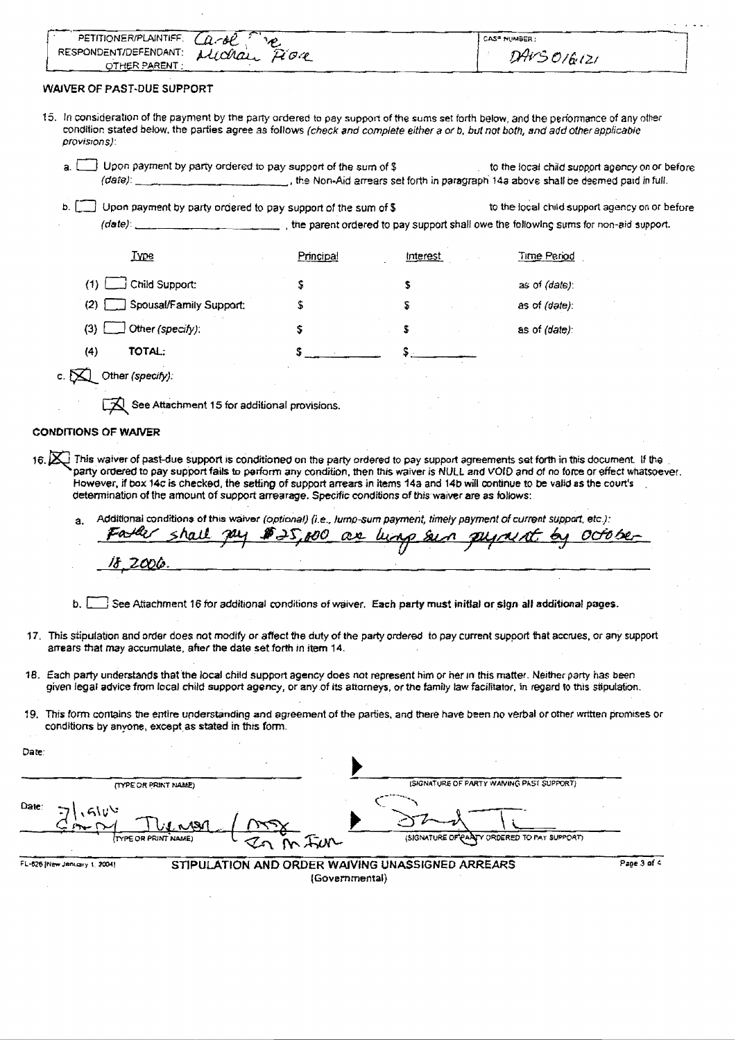| PETITIONER/PLAINTIFF: Carol Fiore | CASE NUMBER: |
|---|---|
| RESPONDENT/DEFENDANT: Michael Fiore | DAVS 016121 |
| OTHER PARENT: | |

**WAIVER OF PAST-DUE SUPPORT**

15. In consideration of the payment by the party ordered to pay support of the sums set forth below, and the performance of any other condition stated below, the parties agree as follows *(check and complete either a or b, but not both, and add other applicable provisions)*:

   a. ☐ Upon payment by party ordered to pay support of the sum of $ ______ to the local child support agency on or before *(date)*: ______, the Non-Aid arrears set forth in paragraph 14a above shall be deemed paid in full.

   b. ☐ Upon payment by party ordered to pay support of the sum of $ ______ to the local child support agency on or before *(date)*: ______, the parent ordered to pay support shall owe the following sums for non-aid support.

| Type | Principal | Interest | Time Period |
|---|---|---|---|
| (1) ☐ Child Support: | $ | $ | as of *(date)*: |
| (2) ☐ Spousal/Family Support: | $ | $ | as of *(date)*: |
| (3) ☐ Other *(specify)*: | $ | $ | as of *(date)*: |
| (4) **TOTAL:** | $ | $ | |

   c. ☒ Other *(specify)*:

      ☒ See Attachment 15 for additional provisions.

**CONDITIONS OF WAIVER**

16. ☒ This waiver of past-due support is conditioned on the party ordered to pay support agreements set forth in this document. If the party ordered to pay support fails to perform any condition, then this waiver is NULL and VOID and of no force or effect whatsoever. However, if box 14c is checked, the setting of support arrears in items 14a and 14b will continue to be valid as the court's determination of the amount of support arrearage. Specific conditions of this waiver are as follows:

   a. Additional conditions of this waiver *(optional) (i.e., lump-sum payment, timely payment of current support, etc.)*:
   Father shall pay $25,000 as lump sum payment by October 18, 2006.

   b. ☐ See Attachment 16 for additional conditions of waiver. **Each party must initial or sign all additional pages.**

17. This stipulation and order does not modify or affect the duty of the party ordered to pay current support that accrues, or any support arrears that may accumulate, after the date set forth in item 14.

18. Each party understands that the local child support agency does not represent him or her in this matter. Neither party has been given legal advice from local child support agency, or any of its attorneys, or the family law facilitator, in regard to this stipulation.

19. This form contains the entire understanding and agreement of the parties, and there have been no verbal or other written promises or conditions by anyone, except as stated in this form.

Date:

______________________________ ▶ ______________________________
(TYPE OR PRINT NAME) (SIGNATURE OF PARTY WAIVING PAST SUPPORT)

Date: 7/5/06

[handwritten name] ▶ [signature]
(TYPE OR PRINT NAME) (SIGNATURE OF PARTY ORDERED TO PAY SUPPORT)

FL-626 [New January 1, 2004]

**STIPULATION AND ORDER WAIVING UNASSIGNED ARREARS (Governmental)**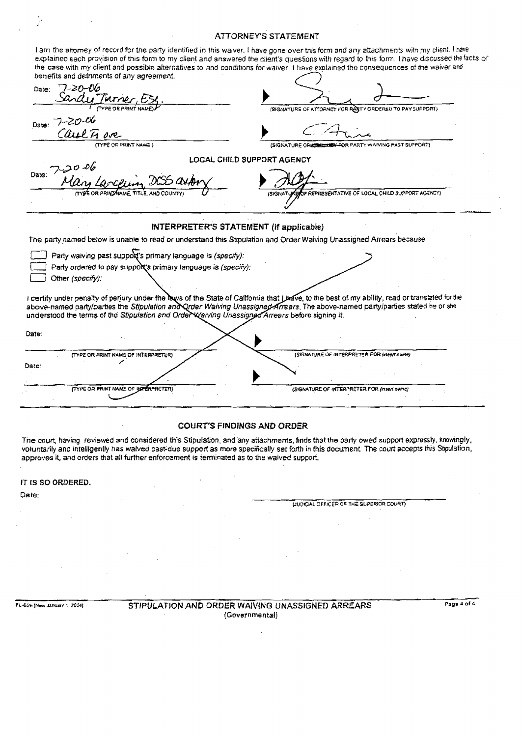## ATTORNEY'S STATEMENT

I am the attorney of record for the party identified in this waiver. I have gone over this form and any attachments with my client. I have explained each provision of this form to my client and answered the client's questions with regard to this form. I have discussed the facts of the case with my client and possible alternatives to and conditions for waiver. I have explained the consequences of the waiver and benefits and detriments of any agreement.

Date: 7-20-06

Sandy Turner, Esq.
(TYPE OR PRINT NAME)

▶ ______________________
(SIGNATURE OF ATTORNEY FOR PARTY ORDERED TO PAY SUPPORT)

Date: 7-20-06

Carl Fiore
(TYPE OR PRINT NAME)

▶ ______________________
(SIGNATURE OF ~~ATTORNEY~~ FOR PARTY WAIVING PAST SUPPORT)

### LOCAL CHILD SUPPORT AGENCY

Date: 7-20-06

Mary Lonergan, DCSS atty
(TYPE OR PRINT NAME, TITLE, AND COUNTY)

▶ ______________________
(SIGNATURE OF REPRESENTATIVE OF LOCAL CHILD SUPPORT AGENCY)

## INTERPRETER'S STATEMENT (if applicable)

The party named below is unable to read or understand this Stipulation and Order Waiving Unassigned Arrears because

- [ ] Party waiving past support's primary language is *(specify)*:
- [ ] Party ordered to pay support's primary language is *(specify)*:
- [ ] Other *(specify)*:

I certify under penalty of perjury under the laws of the State of California that I have, to the best of my ability, read or translated for the above-named party/parties the *Stipulation and Order Waiving Unassigned Arrears*. The above-named party/parties stated he or she understood the terms of the *Stipulation and Order Waiving Unassigned Arrears* before signing it.

Date:

______________________
(TYPE OR PRINT NAME OF INTERPRETER)

▶ ______________________
(SIGNATURE OF INTERPRETER FOR *(insert name)*)

Date:

______________________
(TYPE OR PRINT NAME OF INTERPRETER)

▶ ______________________
(SIGNATURE OF INTERPRETER FOR *(insert name)*)

## COURT'S FINDINGS AND ORDER

The court, having reviewed and considered this Stipulation, and any attachments, finds that the party owed support expressly, knowingly, voluntarily and intelligently has waived past-due support as more specifically set forth in this document. The court accepts this Stipulation, approves it, and orders that all further enforcement is terminated as to the waived support.

**IT IS SO ORDERED.**

Date:

______________________
(JUDICIAL OFFICER OF THE SUPERIOR COURT)

FL-626 [New January 1, 2004]

**STIPULATION AND ORDER WAIVING UNASSIGNED ARREARS**
(Governmental)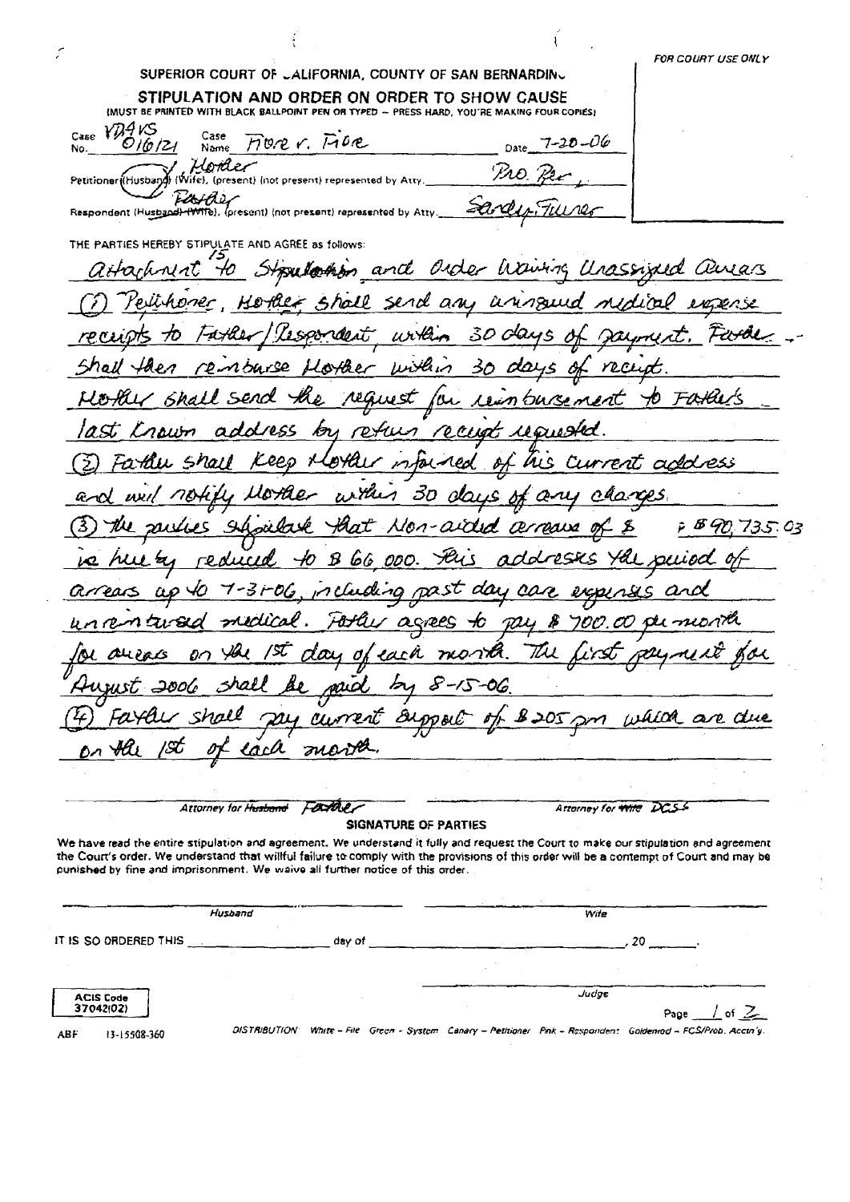FOR COURT USE ONLY

SUPERIOR COURT OF CALIFORNIA, COUNTY OF SAN BERNARDINO

## STIPULATION AND ORDER ON ORDER TO SHOW CAUSE

(MUST BE PRINTED WITH BLACK BALLPOINT PEN OR TYPED — PRESS HARD, YOU'RE MAKING FOUR COPIES)

Case No. VD4VS 016121 Case Name Fiore v. Fiore Date 7-20-06

Petitioner (Husband) (Wife), (present) (not present) represented by Atty. Mother Pro Per

Respondent (Husband) (Wife), (present) (not present) represented by Atty. Father Sandy Turner

THE PARTIES HEREBY STIPULATE AND AGREE as follows:

Attachment to Stipulation and Order Waiving Unassigned Arrears 15

(1) Petitioner, Mother, shall send any uninsured medical expense receipts to Father/Respondent within 30 days of payment. Father shall then reimburse Mother within 30 days of receipt. Mother shall send the request for reimbursement to Father's last known address by return receipt requested.

(2) Father shall keep Mother informed of his current address and will notify Mother within 30 days of any changes.

(3) The parties stipulate that Non-aided arrears of $ 90,735.03 is hereby reduced to $ 66,000. This addresses the period of arrears up to 7-31-06, including past day care expenses and unreimbursed medical. Father agrees to pay $ 700.00 per month for arrears on the 1st day of each month. The first payment for August 2006 shall be paid by 8-15-06.

(4) Father shall pay current support of $ 205 pm which are due on the 1st of each month.

Attorney for ~~Husband~~ Father &emsp;&emsp;&emsp;&emsp; Attorney for ~~Wife~~ DCSS

**SIGNATURE OF PARTIES**

We have read the entire stipulation and agreement. We understand it fully and request the Court to make our stipulation and agreement the Court's order. We understand that willful failure to comply with the provisions of this order will be a contempt of Court and may be punished by fine and imprisonment. We waive all further notice of this order.

Husband ______________________ Wife ______________________

IT IS SO ORDERED THIS ____________ day of ______________________, 20 ____.

Judge ______________________

ACIS Code 37042(02)

Page 1 of 2

ABF 13-15508-360

DISTRIBUTION: White – File Green – System Canary – Petitioner Pink – Respondent Goldenrod – FCS/Prob. Acctn'g.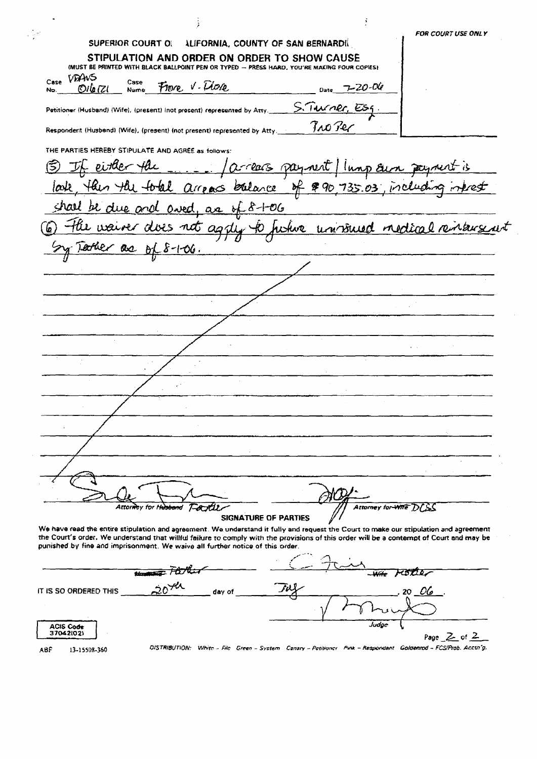FOR COURT USE ONLY

SUPERIOR COURT OF CALIFORNIA, COUNTY OF SAN BERNARDINO

## STIPULATION AND ORDER ON ORDER TO SHOW CAUSE

(MUST BE PRINTED WITH BLACK BALLPOINT PEN OR TYPED — PRESS HARD, YOU'RE MAKING FOUR COPIES)

Case No. VDAVS 016121 Case Name Fiore v. Fiore Date 7-20-06

Petitioner (Husband) (Wife), (present) (not present) represented by Atty. S. Turner, Esq.

Respondent (Husband) (Wife), (present) (not present) represented by Atty. Pro Per

THE PARTIES HEREBY STIPULATE AND AGREE as follows:

(5) If either the ____ /arrears payment / lump sum payment is late, then the total arrears balance of $90,735.03, including interest shall be due and owed, as of 8-1-06

(6) The waiver does not apply to future uninsured medical reimbursement by Father as of 8-1-06.

Attorney for ~~Husband~~ Father

Attorney for ~~Wife~~ DCSS

**SIGNATURE OF PARTIES**

We have read the entire stipulation and agreement. We understand it fully and request the Court to make our stipulation and agreement the Court's order. We understand that willful failure to comply with the provisions of this order will be a contempt of Court and may be punished by fine and imprisonment. We waive all further notice of this order.

~~Husband~~ Father

~~Wife~~ Mother

IT IS SO ORDERED THIS 20th day of July, 20 06.

Judge

ACIS Code 37042(02)

ABF 13-15508-360

DISTRIBUTION: White - File Green - System Canary - Petitioner Pink - Respondent Goldenrod - FCS/Prob. Acctn'g.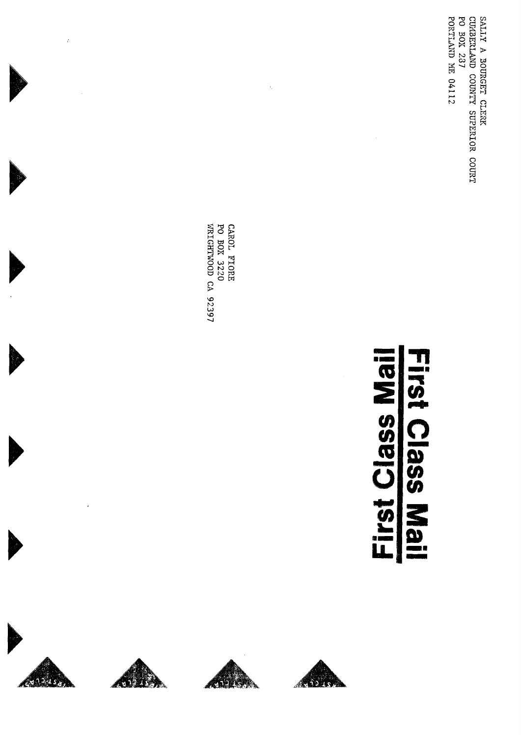SALLY A BOURGET CLERK
CUMBERLAND COUNTY SUPERIOR COURT
PO BOX 287
PORTLAND ME 04112

CAROL FIORE
PO BOX 3220
WRIGHTWOOD CA 92397

**First Class Mail**

**First Class Mail**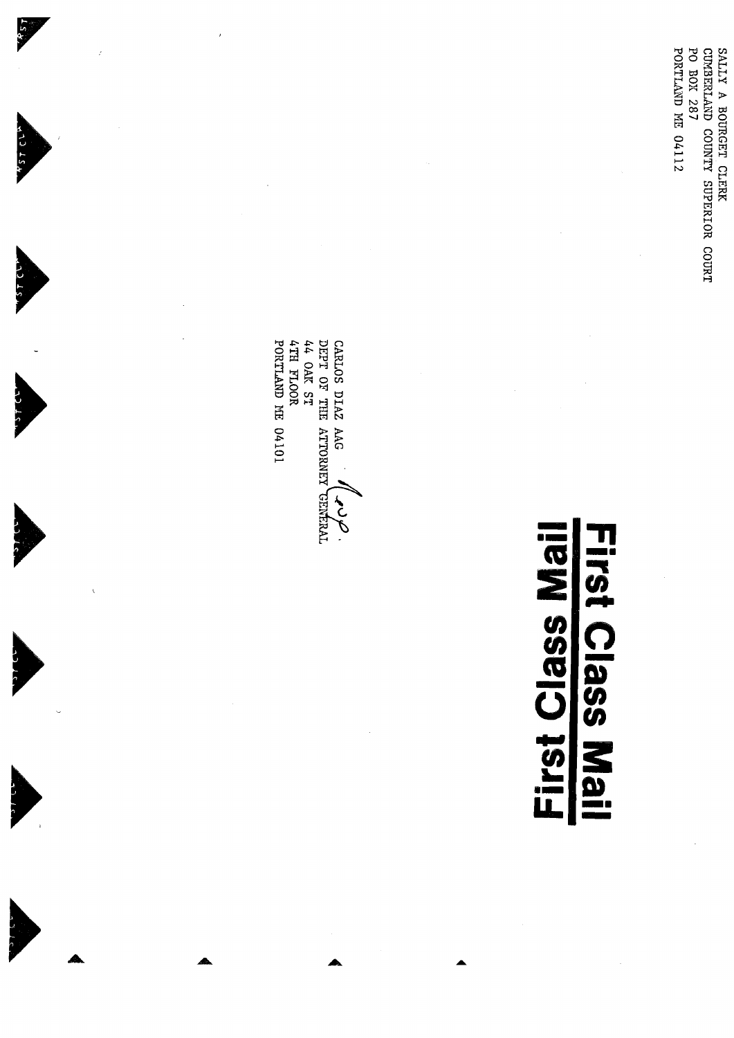SALLY A BOURGET CLERK
CUMBERLAND COUNTY SUPERIOR COURT
PO BOX 287
PORTLAND ME 04112

**First Class Mail**

CARLOS DIAZ AAG
DEPT OF THE ATTORNEY GENERAL
44 OAK ST
4TH FLOOR
PORTLAND ME 04101

**First Class Mail**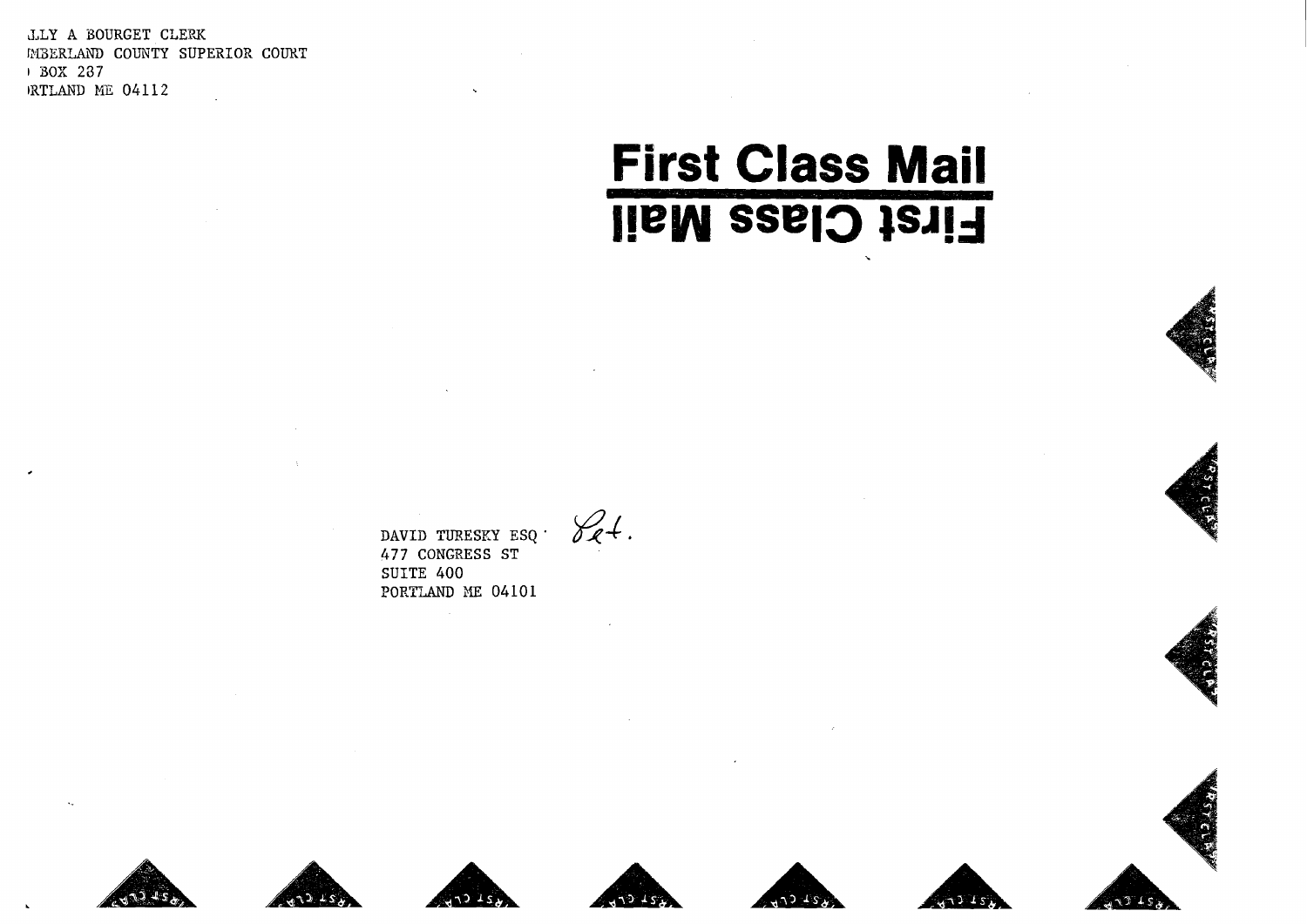.LLY A BOURGET CLERK
IMBERLAND COUNTY SUPERIOR COURT
I BOX 287
IRTLAND ME 04112

**First Class Mail**

DAVID TURESKY ESQ · *Pet.*
477 CONGRESS ST
SUITE 400
PORTLAND ME 04101